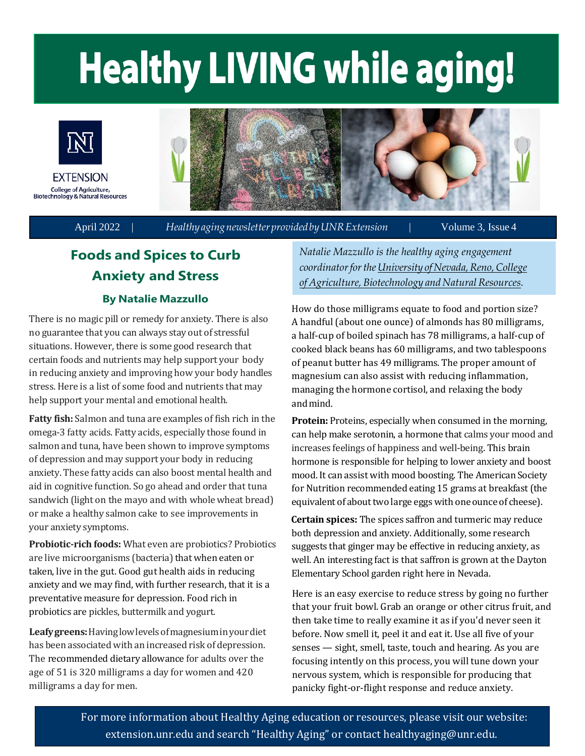# Healthy LIVING while aging!

EXTENSION
College of Agriculture, Biotechnology & Natural Resources

April 2022 | *Healthy aging newsletter provided by UNR Extension* | Volume 3, Issue 4

## Foods and Spices to Curb Anxiety and Stress

### By Natalie Mazzullo

There is no magic pill or remedy for anxiety. There is also no guarantee that you can always stay out of stressful situations. However, there is some good research that certain foods and nutrients may help support your body in reducing anxiety and improving how your body handles stress. Here is a list of some food and nutrients that may help support your mental and emotional health.

**Fatty fish:** Salmon and tuna are examples of fish rich in the omega-3 fatty acids. Fatty acids, especially those found in salmon and tuna, have been shown to improve symptoms of depression and may support your body in reducing anxiety. These fatty acids can also boost mental health and aid in cognitive function. So go ahead and order that tuna sandwich (light on the mayo and with whole wheat bread) or make a healthy salmon cake to see improvements in your anxiety symptoms.

**Probiotic-rich foods:** What even are probiotics? Probiotics are live microorganisms (bacteria) that when eaten or taken, live in the gut. Good gut health aids in reducing anxiety and we may find, with further research, that it is a preventative measure for depression. Food rich in probiotics are pickles, buttermilk and yogurt.

**Leafy greens:** Having low levels of magnesium in your diet has been associated with an increased risk of depression. The recommended dietary allowance for adults over the age of 51 is 320 milligrams a day for women and 420 milligrams a day for men.

*Natalie Mazzullo is the healthy aging engagement coordinator for the University of Nevada, Reno, College of Agriculture, Biotechnology and Natural Resources.*

How do those milligrams equate to food and portion size? A handful (about one ounce) of almonds has 80 milligrams, a half-cup of boiled spinach has 78 milligrams, a half-cup of cooked black beans has 60 milligrams, and two tablespoons of peanut butter has 49 milligrams. The proper amount of magnesium can also assist with reducing inflammation, managing the hormone cortisol, and relaxing the body and mind.

**Protein:** Proteins, especially when consumed in the morning, can help make serotonin, a hormone that calms your mood and increases feelings of happiness and well-being. This brain hormone is responsible for helping to lower anxiety and boost mood. It can assist with mood boosting. The American Society for Nutrition recommended eating 15 grams at breakfast (the equivalent of about two large eggs with one ounce of cheese).

**Certain spices:** The spices saffron and turmeric may reduce both depression and anxiety. Additionally, some research suggests that ginger may be effective in reducing anxiety, as well. An interesting fact is that saffron is grown at the Dayton Elementary School garden right here in Nevada.

Here is an easy exercise to reduce stress by going no further that your fruit bowl. Grab an orange or other citrus fruit, and then take time to really examine it as if you'd never seen it before. Now smell it, peel it and eat it. Use all five of your senses — sight, smell, taste, touch and hearing. As you are focusing intently on this process, you will tune down your nervous system, which is responsible for producing that panicky fight-or-flight response and reduce anxiety.

For more information about Healthy Aging education or resources, please visit our website: extension.unr.edu and search "Healthy Aging" or contact healthyaging@unr.edu.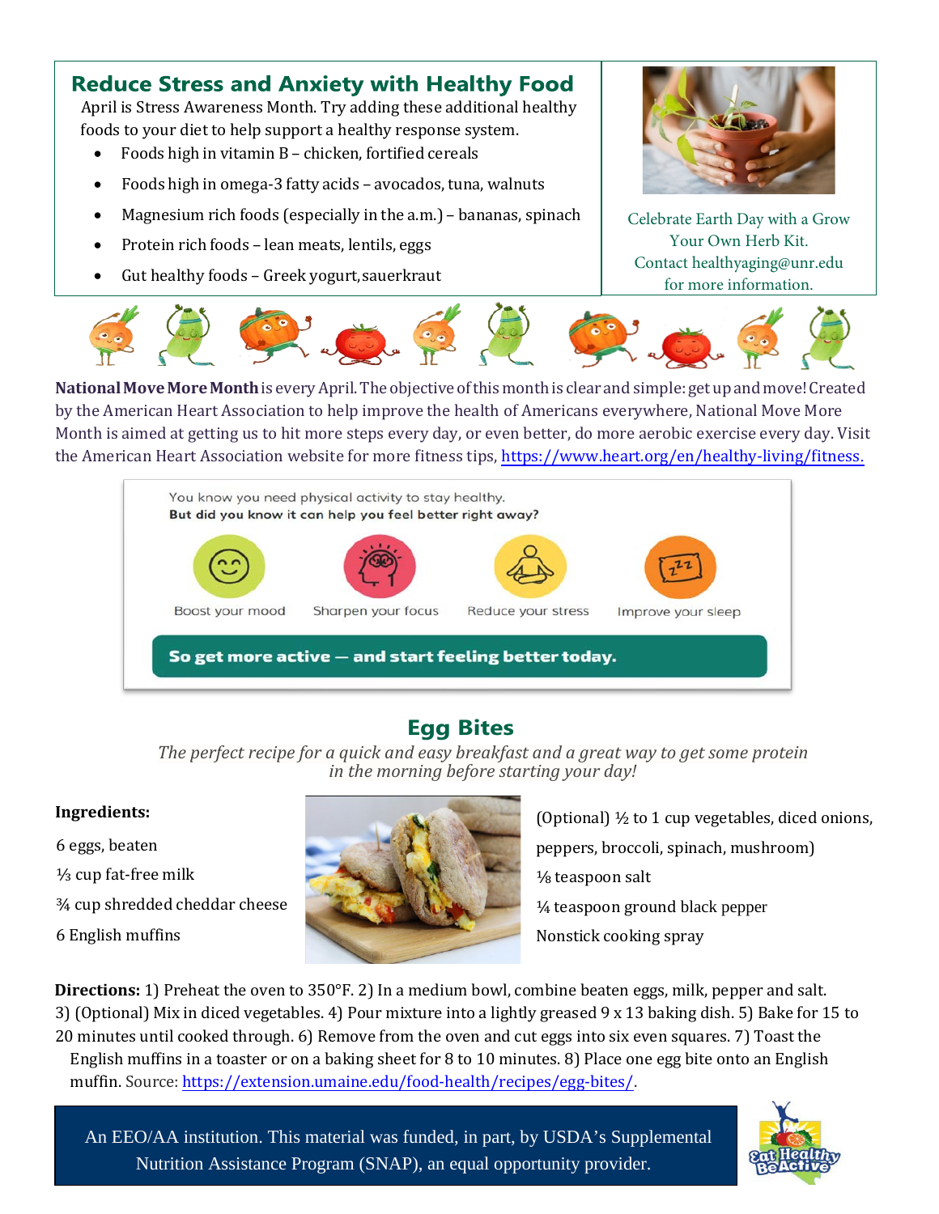## Reduce Stress and Anxiety with Healthy Food

April is Stress Awareness Month. Try adding these additional healthy foods to your diet to help support a healthy response system.

- Foods high in vitamin B – chicken, fortified cereals
- Foods high in omega-3 fatty acids – avocados, tuna, walnuts
- Magnesium rich foods (especially in the a.m.) – bananas, spinach
- Protein rich foods – lean meats, lentils, eggs
- Gut healthy foods – Greek yogurt, sauerkraut

Celebrate Earth Day with a Grow Your Own Herb Kit. Contact healthyaging@unr.edu for more information.

**National Move More Month** is every April. The objective of this month is clear and simple: get up and move! Created by the American Heart Association to help improve the health of Americans everywhere, National Move More Month is aimed at getting us to hit more steps every day, or even better, do more aerobic exercise every day. Visit the American Heart Association website for more fitness tips, https://www.heart.org/en/healthy-living/fitness.

You know you need physical activity to stay healthy.
**But did you know it can help you feel better right away?**

Boost your mood
Sharpen your focus
Reduce your stress
Improve your sleep

**So get more active — and start feeling better today.**

## Egg Bites

*The perfect recipe for a quick and easy breakfast and a great way to get some protein in the morning before starting your day!*

**Ingredients:**

6 eggs, beaten
⅓ cup fat-free milk
¾ cup shredded cheddar cheese
6 English muffins
(Optional) ½ to 1 cup vegetables, diced onions, peppers, broccoli, spinach, mushroom)
⅛ teaspoon salt
¼ teaspoon ground black pepper
Nonstick cooking spray

**Directions:** 1) Preheat the oven to 350°F. 2) In a medium bowl, combine beaten eggs, milk, pepper and salt. 3) (Optional) Mix in diced vegetables. 4) Pour mixture into a lightly greased 9 x 13 baking dish. 5) Bake for 15 to 20 minutes until cooked through. 6) Remove from the oven and cut eggs into six even squares. 7) Toast the English muffins in a toaster or on a baking sheet for 8 to 10 minutes. 8) Place one egg bite onto an English muffin. Source: https://extension.umaine.edu/food-health/recipes/egg-bites/.

An EEO/AA institution. This material was funded, in part, by USDA's Supplemental Nutrition Assistance Program (SNAP), an equal opportunity provider.

Eat Healthy Be Active